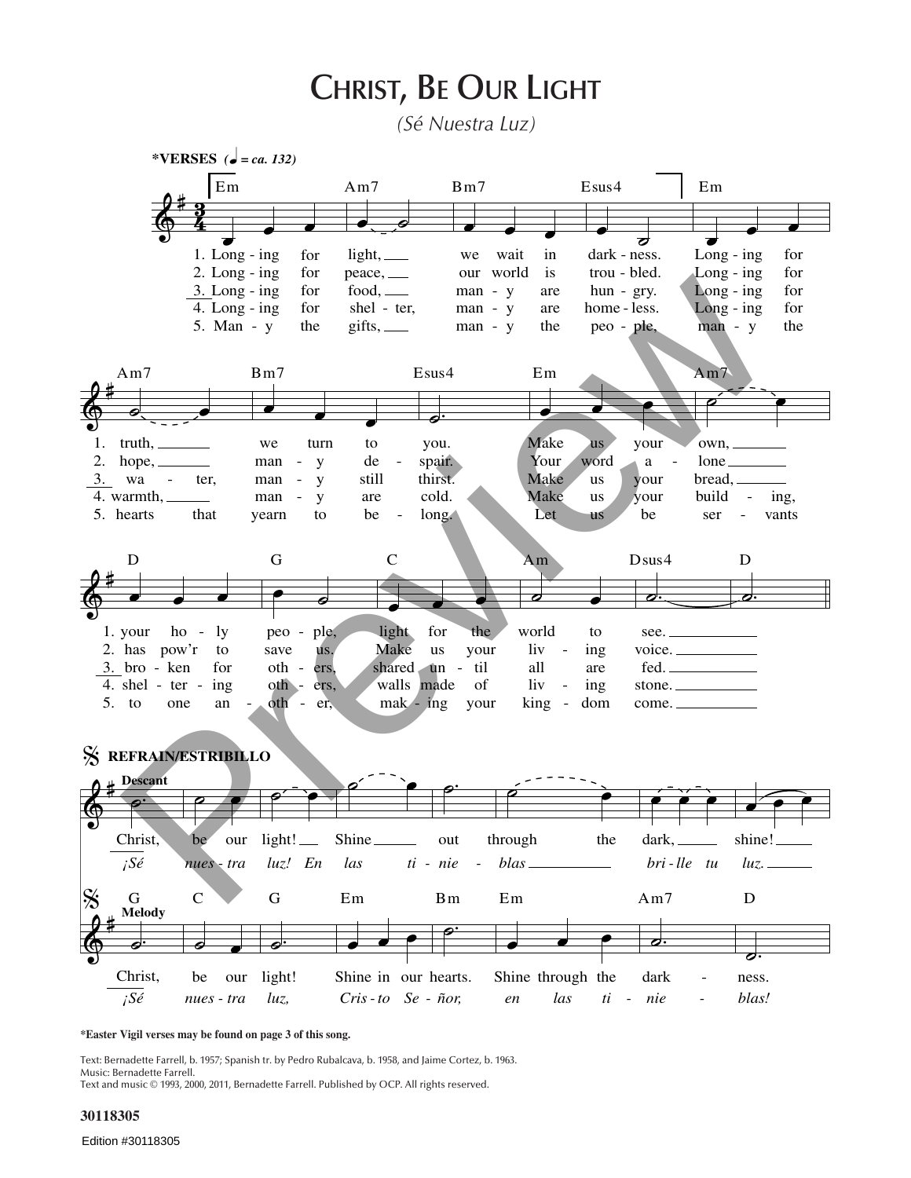# Christ, Be Our Light

*(Sé Nuestra Luz)*

**\*VERSES** (♩ = ca. 132)

Em Am7 Bm7 Esus4 Em

1. Long - ing for light, we wait in dark - ness. Long - ing for
2. Long - ing for peace, our world is trou - bled. Long - ing for
3. Long - ing for food, man - y are hun - gry. Long - ing for
4. Long - ing for shel - ter, man - y are home - less. Long - ing for
5. Man - y the gifts, man - y the peo - ple, man - y the

Am7 Bm7 Esus4 Em Am7

1. truth, we turn to you. Make us your own,
2. hope, man - y de - spair. Your word a - lone
3. wa - ter, man - y still thirst. Make us your bread,
4. warmth, man - y are cold. Make us your build - ing,
5. hearts that yearn to be - long. Let us be ser - vants

D G C Am Dsus4 D

1. your ho - ly peo - ple, light for the world to see.
2. has pow'r to save us. Make us your liv - ing voice.
3. bro - ken for oth - ers, shared un - til all are fed.
4. shel - ter - ing oth - ers, walls made of liv - ing stone.
5. to one an - oth - er, mak - ing your king - dom come.

**REFRAIN/ESTRIBILLO**

**Descant**

Christ, be our light! Shine out through the dark, shine!

*¡Sé nues - tra luz! En las ti - nie - blas bri - lle tu luz.*

G C G Em Bm Em Am7 D

**Melody**

Christ, be our light! Shine in our hearts. Shine through the dark - ness.

*¡Sé nues - tra luz, Cris - to Se - ñor, en las ti - nie - blas!*

**\*Easter Vigil verses may be found on page 3 of this song.**

Text: Bernadette Farrell, b. 1957; Spanish tr. by Pedro Rubalcava, b. 1958, and Jaime Cortez, b. 1963.
Music: Bernadette Farrell.
Text and music © 1993, 2000, 2011, Bernadette Farrell. Published by OCP. All rights reserved.

**30118305**

Edition #30118305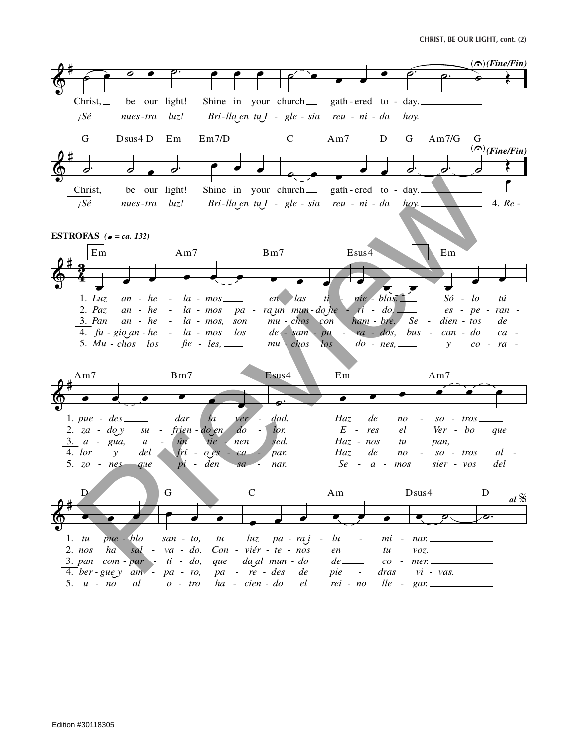(Fine/Fin)

Christ, be our light! Shine in your church gath-ered to-day.

*¡Sé nues-tra luz! Bri-lla en tu I-gle-sia reu-ni-da hoy.*

G Dsus4 D Em Em7/D C Am7 D G Am7/G G

(Fine/Fin)

Christ, be our light! Shine in your church gath-ered to-day.

*¡Sé nues-tra luz! Bri-lla en tu I-gle-sia reu-ni-da hoy.* 4. *Re-*

**ESTROFAS** (♩ = ca. 132)

Em Am7 Bm7 Esus4 Em

1. *Luz an-he-la-mos en las ti-nie-blas. Só-lo tú*
2. *Paz an-he-la-mos pa-ra un mun-do he-ri-do, es-pe-ran-*
3. *Pan an-he-la-mos, son mu-chos con ham-bre. Se-dien-tos de*
4. *fu-gio an-he-la-mos los de-sam-pa-ra-dos, bus-can-do ca-*
5. *Mu-chos los fie-les, mu-chos los do-nes, y co-ra-*

Am7 Bm7 Esus4 Em Am7

1. *pue-des dar la ver-dad. Haz de no-so-tros*
2. *za-do y su-frien-do en do-lor. E-res el Ver-bo que*
3. *a-gua, a-ún tie-nen sed. Haz-nos tu pan,*
4. *lor y del frí-o es-ca-par. Haz de no-so-tros al-*
5. *zo-nes que pi-den sa-nar. Se-a-mos sier-vos del*

D G C Am Dsus4 D al 𝄋

1. *tu pue-blo san-to, tu luz pa-ra i-lu-mi-nar.*
2. *nos ha-sal-va-do. Con-viér-te-nos en tu voz.*
3. *pan com-par-ti-do, que da al mun-do de co-mer.*
4. *ber-gue y am-pa-ro, pa-re-des de pie-dras vi-vas.*
5. *u-no al o-tro ha-cien-do el rei-no lle-gar.*

Edition #30118305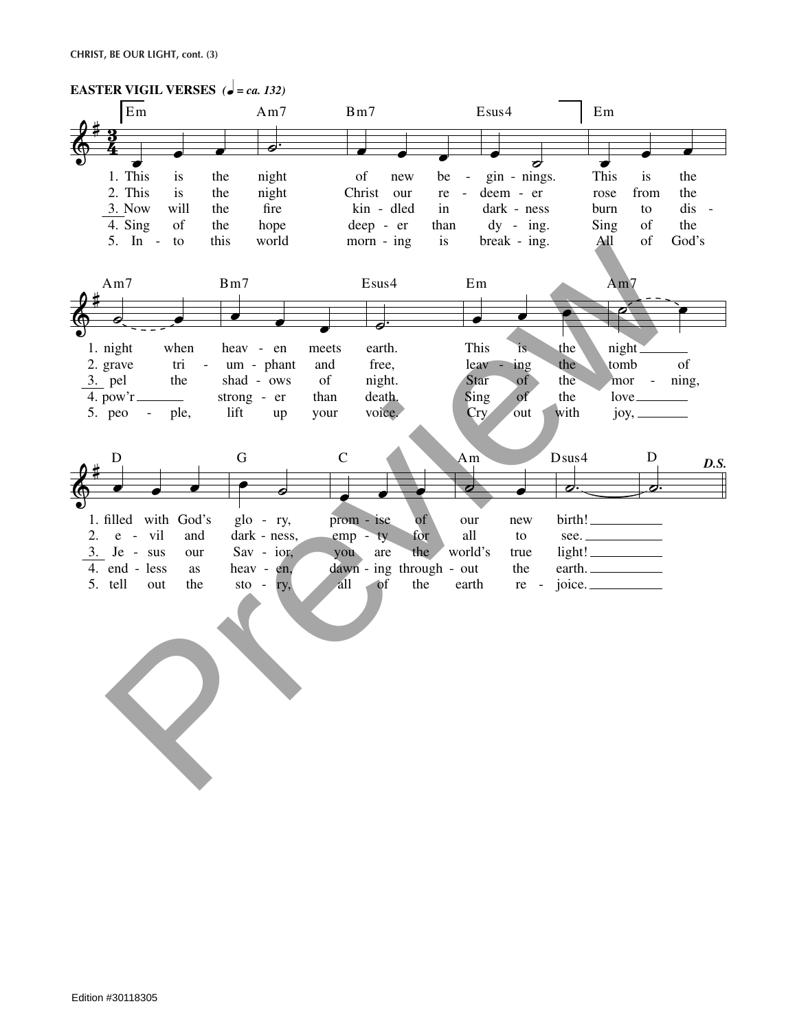## EASTER VIGIL VERSES (♩ = ca. 132)

Em | Am7 | Bm7 | Esus4 | Em | Am7 | Bm7 | Esus4 | Em | Am7 | D | G | C | Am | Dsus4 | D — *D.S.*

1. This is the night of new be - gin - nings. This is the night when heav - en meets earth. This is the night filled with God's glo - ry, prom - ise of our new birth!

2. This is the night Christ our re - deem - er rose from the grave tri - um - phant and free, leav - ing the tomb of e - vil and dark - ness, emp - ty for all to see.

3. Now will the fire kin - dled in dark - ness burn to dis - pel the shad - ows of night. Star of the mor - ning, Je - sus our Sav - ior, you are the world's true light!

4. Sing of the hope deep - er than dy - ing. Sing of the pow'r strong - er than death. Sing of the love end - less as heav - en, dawn - ing through - out the earth.

5. In - to this world morn - ing is break - ing. All of God's peo - ple, lift up your voice. Cry out with joy, tell out the sto - ry, all of the earth re - joice.

Edition #30118305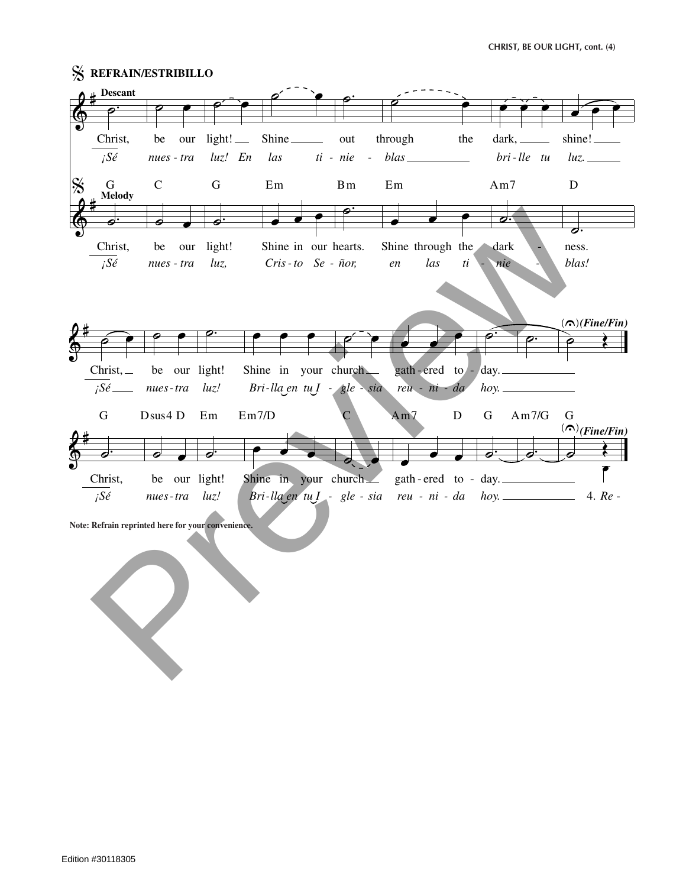## REFRAIN/ESTRIBILLO

**Descant**

Christ, be our light! Shine out through the dark, shine!
*¡Sé nues-tra luz! En las ti-nie-blas bri-lle tu luz.*

**Melody**

G C G Em Bm Em Am7 D

Christ, be our light! Shine in our hearts. Shine through the dark - ness.
*¡Sé nues-tra luz, Cris-to Se-ñor, en las ti-nie-blas!*

Christ, be our light! Shine in your church gath-ered to-day.
*¡Sé nues-tra luz! Bri-lla en tu I-gle-sia reu-ni-da hoy.*

*(Fine/Fin)*

G Dsus4 D Em Em7/D C Am7 D G Am7/G G

Christ, be our light! Shine in your church gath-ered to-day.
*¡Sé nues-tra luz! Bri-lla en tu I-gle-sia reu-ni-da hoy.* 4. *Re-*

*(Fine/Fin)*

**Note: Refrain reprinted here for your convenience.**

Edition #30118305